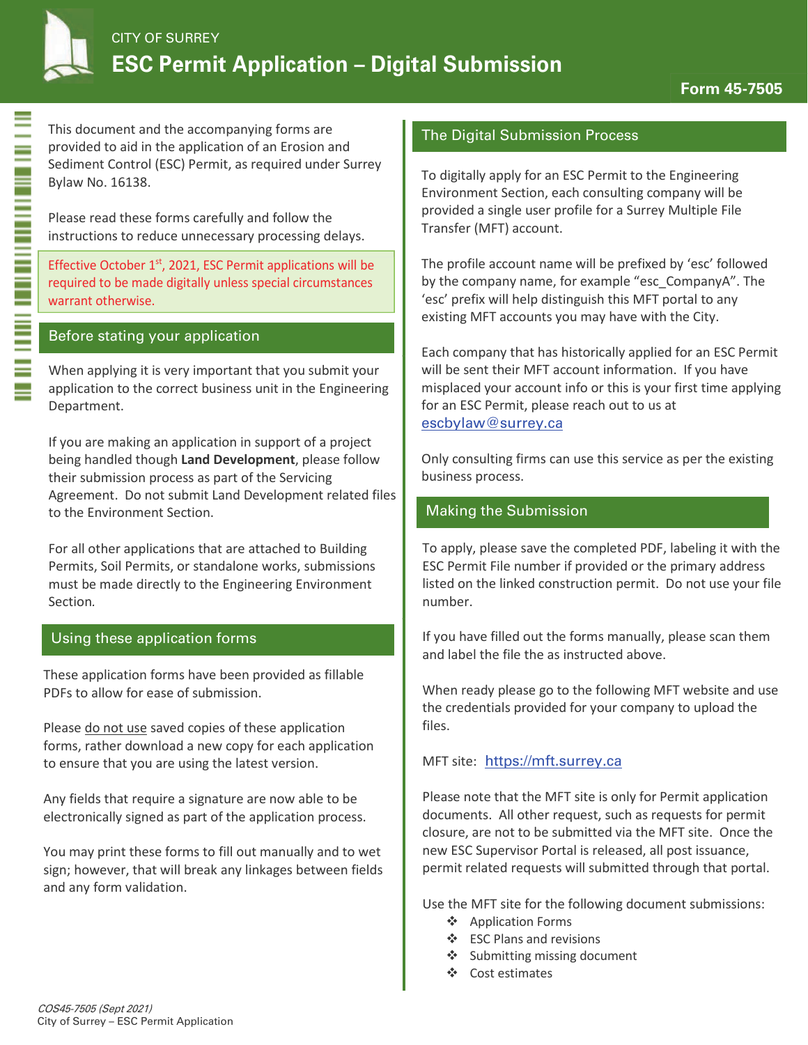CITY OF SURREY

# ESC Permit Application – Digital Submission

**Form 45-7505**

This document and the accompanying forms are provided to aid in the application of an Erosion and Sediment Control (ESC) Permit, as required under Surrey Bylaw No. 16138.

Please read these forms carefully and follow the instructions to reduce unnecessary processing delays.

Effective October 1st, 2021, ESC Permit applications will be required to be made digitally unless special circumstances warrant otherwise.

## Before stating your application

When applying it is very important that you submit your application to the correct business unit in the Engineering Department.

If you are making an application in support of a project being handled though **Land Development**, please follow their submission process as part of the Servicing Agreement. Do not submit Land Development related files to the Environment Section.

For all other applications that are attached to Building Permits, Soil Permits, or standalone works, submissions must be made directly to the Engineering Environment Section.

## Using these application forms

These application forms have been provided as fillable PDFs to allow for ease of submission.

Please do not use saved copies of these application forms, rather download a new copy for each application to ensure that you are using the latest version.

Any fields that require a signature are now able to be electronically signed as part of the application process.

You may print these forms to fill out manually and to wet sign; however, that will break any linkages between fields and any form validation.

## The Digital Submission Process

To digitally apply for an ESC Permit to the Engineering Environment Section, each consulting company will be provided a single user profile for a Surrey Multiple File Transfer (MFT) account.

The profile account name will be prefixed by 'esc' followed by the company name, for example "esc_CompanyA". The 'esc' prefix will help distinguish this MFT portal to any existing MFT accounts you may have with the City.

Each company that has historically applied for an ESC Permit will be sent their MFT account information. If you have misplaced your account info or this is your first time applying for an ESC Permit, please reach out to us at escbylaw@surrey.ca

Only consulting firms can use this service as per the existing business process.

## Making the Submission

To apply, please save the completed PDF, labeling it with the ESC Permit File number if provided or the primary address listed on the linked construction permit. Do not use your file number.

If you have filled out the forms manually, please scan them and label the file the as instructed above.

When ready please go to the following MFT website and use the credentials provided for your company to upload the files.

MFT site: https://mft.surrey.ca

Please note that the MFT site is only for Permit application documents. All other request, such as requests for permit closure, are not to be submitted via the MFT site. Once the new ESC Supervisor Portal is released, all post issuance, permit related requests will submitted through that portal.

Use the MFT site for the following document submissions:

- Application Forms
- ESC Plans and revisions
- Submitting missing document
- Cost estimates

*COS45-7505 (Sept 2021)*
City of Surrey – ESC Permit Application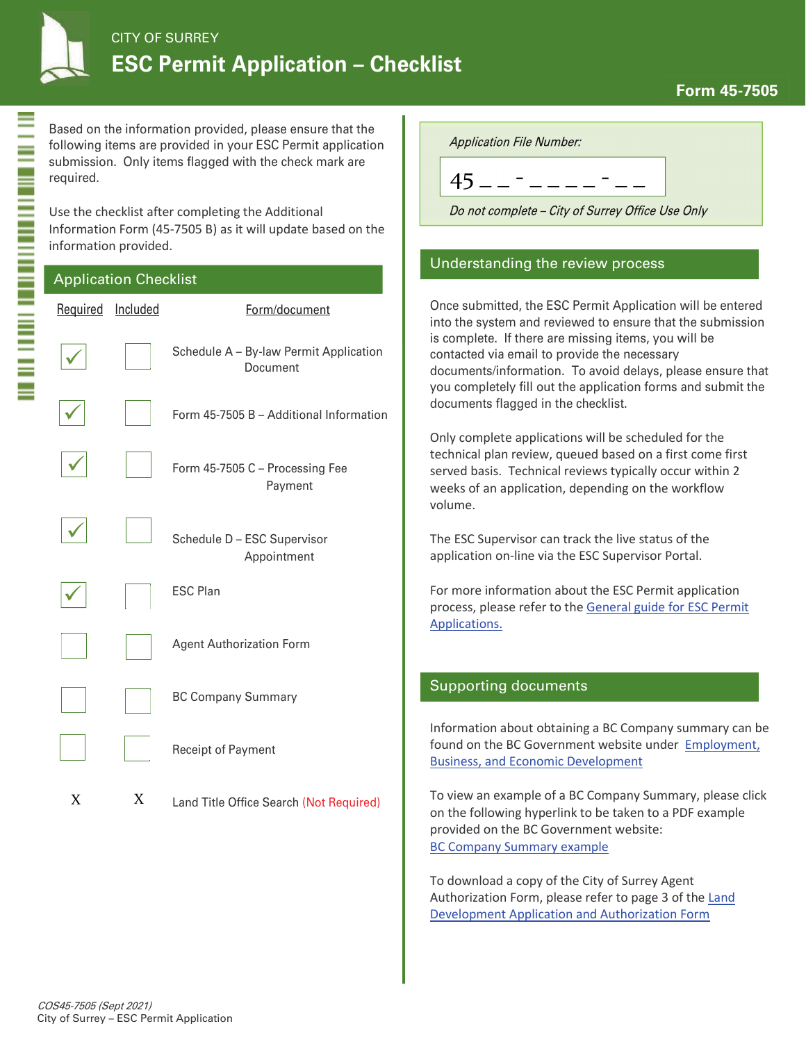# CITY OF SURREY

# ESC Permit Application – Checklist

**Form 45-7505**

Based on the information provided, please ensure that the following items are provided in your ESC Permit application submission. Only items flagged with the check mark are required.

Use the checklist after completing the Additional Information Form (45-7505 B) as it will update based on the information provided.

## Application Checklist

| Required | Included | Form/document |
|---|---|---|
| ✓ | ☐ | Schedule A – By-law Permit Application Document |
| ✓ | ☐ | Form 45-7505 B – Additional Information |
| ✓ | ☐ | Form 45-7505 C – Processing Fee Payment |
| ✓ | ☐ | Schedule D – ESC Supervisor Appointment |
| ✓ | ☐ | ESC Plan |
| ☐ | ☐ | Agent Authorization Form |
| ☐ | ☐ | BC Company Summary |
| ☐ | ☐ | Receipt of Payment |
| X | X | Land Title Office Search (Not Required) |

*Application File Number:*

45 _ _ - _ _ _ _ _ - _ _

*Do not complete – City of Surrey Office Use Only*

## Understanding the review process

Once submitted, the ESC Permit Application will be entered into the system and reviewed to ensure that the submission is complete. If there are missing items, you will be contacted via email to provide the necessary documents/information. To avoid delays, please ensure that you completely fill out the application forms and submit the documents flagged in the checklist.

Only complete applications will be scheduled for the technical plan review, queued based on a first come first served basis. Technical reviews typically occur within 2 weeks of an application, depending on the workflow volume.

The ESC Supervisor can track the live status of the application on-line via the ESC Supervisor Portal.

For more information about the ESC Permit application process, please refer to the General guide for ESC Permit Applications.

## Supporting documents

Information about obtaining a BC Company summary can be found on the BC Government website under Employment, Business, and Economic Development

To view an example of a BC Company Summary, please click on the following hyperlink to be taken to a PDF example provided on the BC Government website:
BC Company Summary example

To download a copy of the City of Surrey Agent Authorization Form, please refer to page 3 of the Land Development Application and Authorization Form

*COS45-7505 (Sept 2021)*
City of Surrey – ESC Permit Application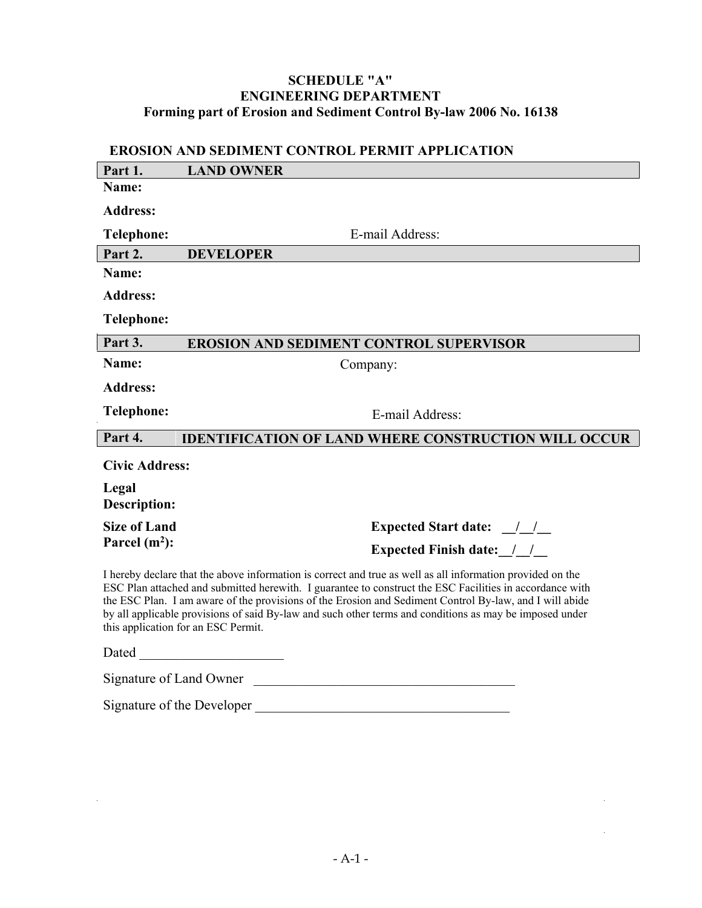**SCHEDULE "A"**
**ENGINEERING DEPARTMENT**
**Forming part of Erosion and Sediment Control By-law 2006 No. 16138**

## EROSION AND SEDIMENT CONTROL PERMIT APPLICATION

### Part 1. LAND OWNER

**Name:**

**Address:**

**Telephone:** E-mail Address:

### Part 2. DEVELOPER

**Name:**

**Address:**

**Telephone:**

### Part 3. EROSION AND SEDIMENT CONTROL SUPERVISOR

**Name:** Company:

**Address:**

**Telephone:** E-mail Address:

### Part 4. IDENTIFICATION OF LAND WHERE CONSTRUCTION WILL OCCUR

**Civic Address:**

**Legal Description:**

**Size of Land Parcel ($m^2$):**

**Expected Start date: __/__/__**

**Expected Finish date:__/__/__**

I hereby declare that the above information is correct and true as well as all information provided on the ESC Plan attached and submitted herewith. I guarantee to construct the ESC Facilities in accordance with the ESC Plan. I am aware of the provisions of the Erosion and Sediment Control By-law, and I will abide by all applicable provisions of said By-law and such other terms and conditions as may be imposed under this application for an ESC Permit.

Dated _____________________

Signature of Land Owner _______________________________________

Signature of the Developer _____________________________________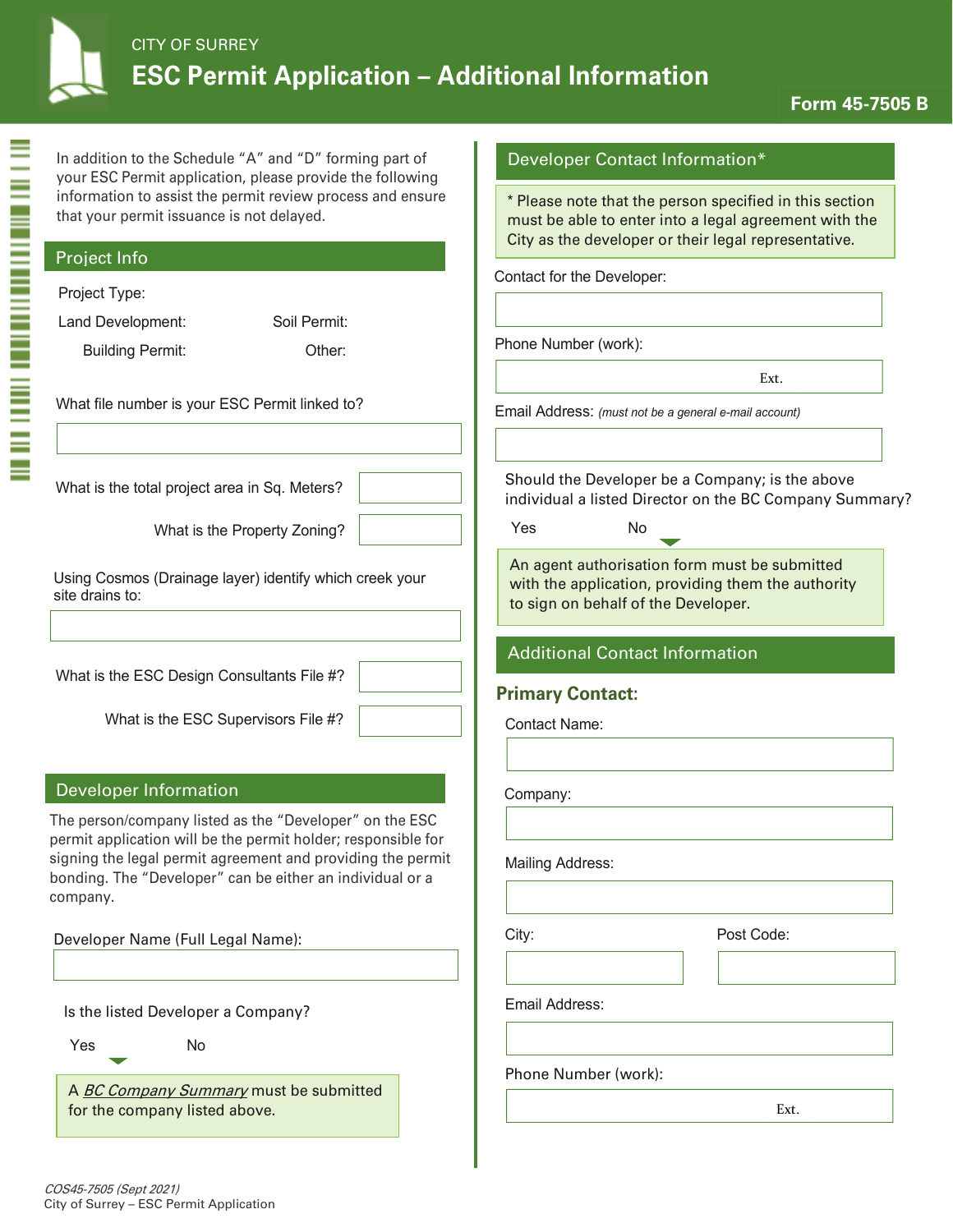CITY OF SURREY

# ESC Permit Application – Additional Information

**Form 45-7505 B**

In addition to the Schedule “A” and “D” forming part of your ESC Permit application, please provide the following information to assist the permit review process and ensure that your permit issuance is not delayed.

## Project Info

Project Type:

Land Development: Soil Permit:

Building Permit: Other:

What file number is your ESC Permit linked to?

What is the total project area in Sq. Meters?

What is the Property Zoning?

Using Cosmos (Drainage layer) identify which creek your site drains to:

What is the ESC Design Consultants File #?

What is the ESC Supervisors File #?

## Developer Information

The person/company listed as the “Developer” on the ESC permit application will be the permit holder; responsible for signing the legal permit agreement and providing the permit bonding. The “Developer” can be either an individual or a company.

Developer Name (Full Legal Name):

Is the listed Developer a Company?

Yes No

A *BC Company Summary* must be submitted for the company listed above.

## Developer Contact Information*

* Please note that the person specified in this section must be able to enter into a legal agreement with the City as the developer or their legal representative.

Contact for the Developer:

Phone Number (work): Ext.

Email Address: *(must not be a general e-mail account)*

Should the Developer be a Company; is the above individual a listed Director on the BC Company Summary?

Yes No

An agent authorisation form must be submitted with the application, providing them the authority to sign on behalf of the Developer.

## Additional Contact Information

### Primary Contact:

Contact Name:

Company:

Mailing Address:

City: Post Code:

Email Address:

Phone Number (work): Ext.

COS45-7505 (Sept 2021)
City of Surrey – ESC Permit Application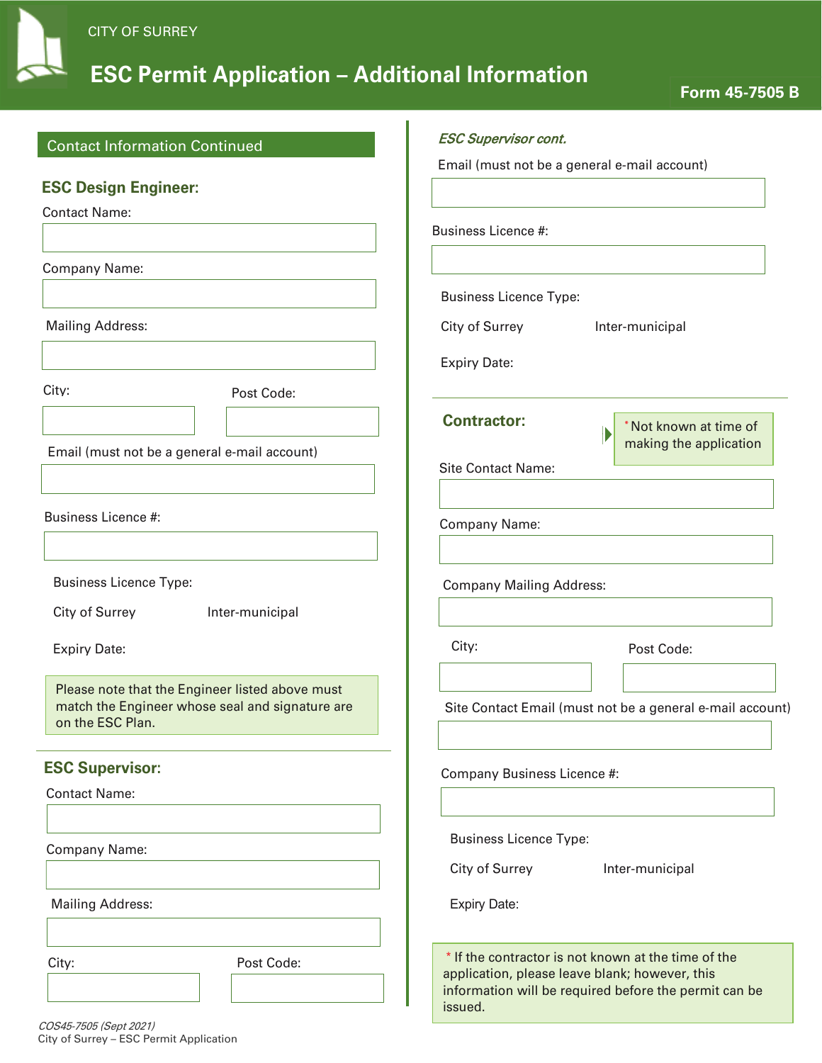# ESC Permit Application – Additional Information

Form 45-7505 B

## Contact Information Continued

### ESC Design Engineer:

Contact Name:

Company Name:

Mailing Address:

City:

Post Code:

Email (must not be a general e-mail account)

Business Licence #:

Business Licence Type:

City of Surrey

Inter-municipal

Expiry Date:

Please note that the Engineer listed above must match the Engineer whose seal and signature are on the ESC Plan.

### ESC Supervisor:

Contact Name:

Company Name:

Mailing Address:

City:

Post Code:

*ESC Supervisor cont.*

Email (must not be a general e-mail account)

Business Licence #:

Business Licence Type:

City of Surrey

Inter-municipal

Expiry Date:

### Contractor:

\* Not known at time of making the application

Site Contact Name:

Company Name:

Company Mailing Address:

City:

Post Code:

Site Contact Email (must not be a general e-mail account)

Company Business Licence #:

Business Licence Type:

City of Surrey

Inter-municipal

Expiry Date:

\* If the contractor is not known at the time of the application, please leave blank; however, this information will be required before the permit can be issued.

*COS45-7505 (Sept 2021)*
City of Surrey – ESC Permit Application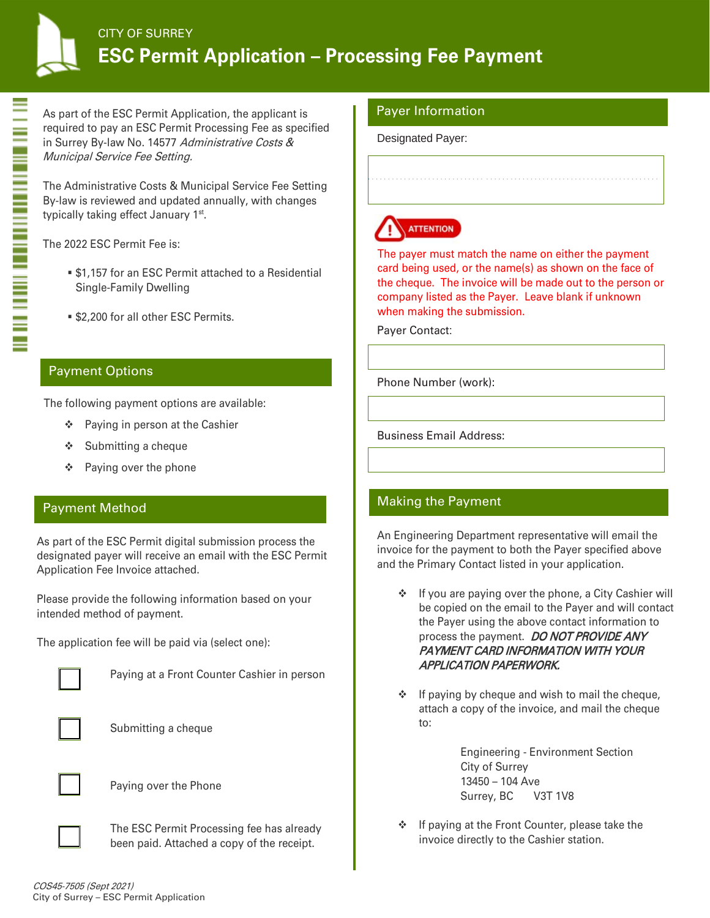CITY OF SURREY

# ESC Permit Application – Processing Fee Payment

As part of the ESC Permit Application, the applicant is required to pay an ESC Permit Processing Fee as specified in Surrey By-law No. 14577 *Administrative Costs & Municipal Service Fee Setting.*

The Administrative Costs & Municipal Service Fee Setting By-law is reviewed and updated annually, with changes typically taking effect January 1st.

The 2022 ESC Permit Fee is:

- $1,157 for an ESC Permit attached to a Residential Single-Family Dwelling
- $2,200 for all other ESC Permits.

## Payment Options

The following payment options are available:

- Paying in person at the Cashier
- Submitting a cheque
- Paying over the phone

## Payment Method

As part of the ESC Permit digital submission process the designated payer will receive an email with the ESC Permit Application Fee Invoice attached.

Please provide the following information based on your intended method of payment.

The application fee will be paid via (select one):

- ☐ Paying at a Front Counter Cashier in person
- ☐ Submitting a cheque
- ☐ Paying over the Phone
- ☐ The ESC Permit Processing fee has already been paid. Attached a copy of the receipt.

## Payer Information

Designated Payer:

ATTENTION

The payer must match the name on either the payment card being used, or the name(s) as shown on the face of the cheque. The invoice will be made out to the person or company listed as the Payer. Leave blank if unknown when making the submission.

Payer Contact:

Phone Number (work):

Business Email Address:

## Making the Payment

An Engineering Department representative will email the invoice for the payment to both the Payer specified above and the Primary Contact listed in your application.

- If you are paying over the phone, a City Cashier will be copied on the email to the Payer and will contact the Payer using the above contact information to process the payment. ***DO NOT PROVIDE ANY PAYMENT CARD INFORMATION WITH YOUR APPLICATION PAPERWORK.***
- If paying by cheque and wish to mail the cheque, attach a copy of the invoice, and mail the cheque to:

  Engineering - Environment Section
  City of Surrey
  13450 – 104 Ave
  Surrey, BC V3T 1V8

- If paying at the Front Counter, please take the invoice directly to the Cashier station.

*COS45-7505 (Sept 2021)*
City of Surrey – ESC Permit Application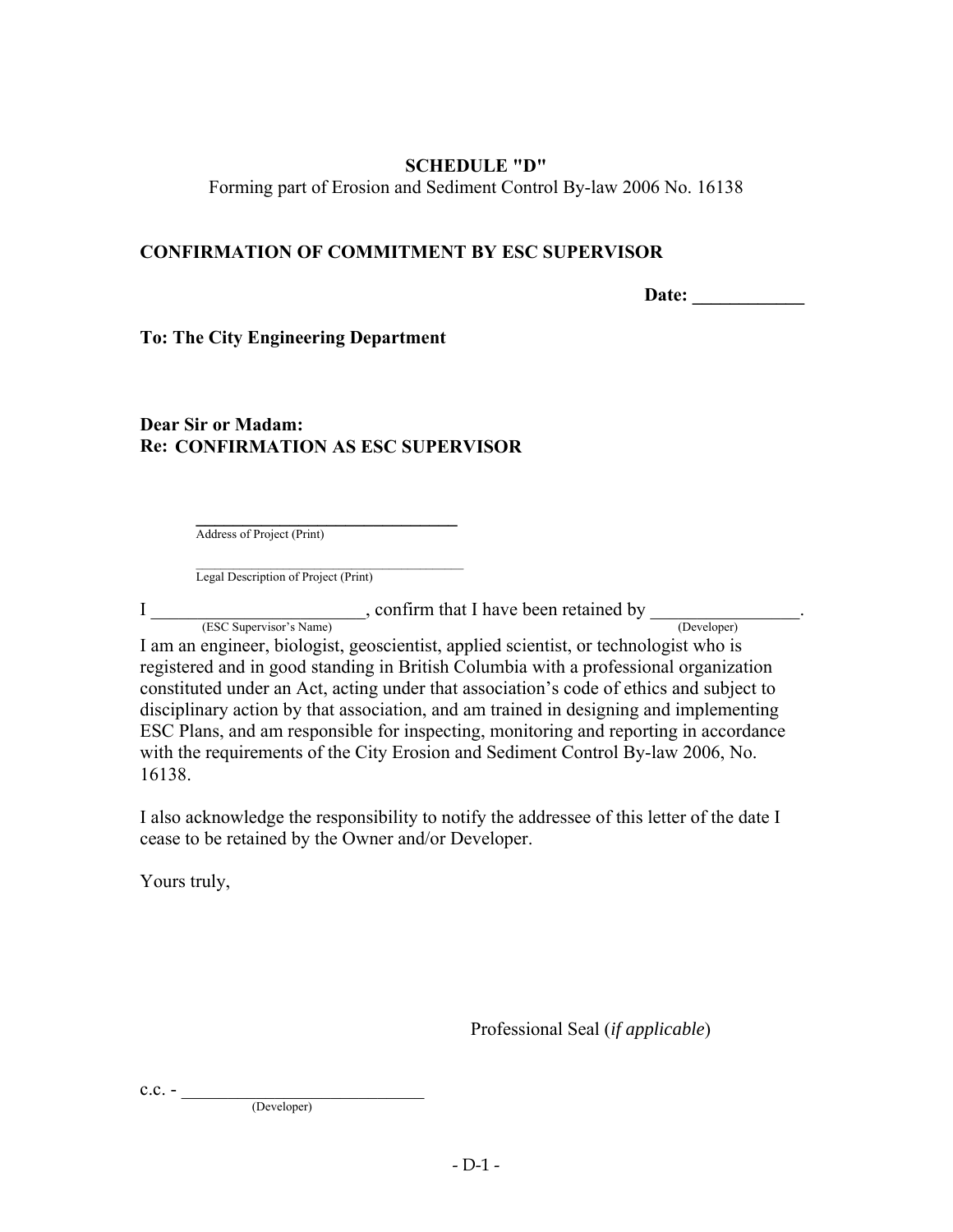**SCHEDULE "D"**

Forming part of Erosion and Sediment Control By-law 2006 No. 16138

**CONFIRMATION OF COMMITMENT BY ESC SUPERVISOR**

**Date: ____________**

**To: The City Engineering Department**

**Dear Sir or Madam:**
**Re: CONFIRMATION AS ESC SUPERVISOR**

________________________________
Address of Project (Print)

________________________________
Legal Description of Project (Print)

I ________________________, confirm that I have been retained by ________________.
(ESC Supervisor's Name) (Developer)

I am an engineer, biologist, geoscientist, applied scientist, or technologist who is registered and in good standing in British Columbia with a professional organization constituted under an Act, acting under that association's code of ethics and subject to disciplinary action by that association, and am trained in designing and implementing ESC Plans, and am responsible for inspecting, monitoring and reporting in accordance with the requirements of the City Erosion and Sediment Control By-law 2006, No. 16138.

I also acknowledge the responsibility to notify the addressee of this letter of the date I cease to be retained by the Owner and/or Developer.

Yours truly,

Professional Seal (*if applicable*)

c.c. - ___________________________
(Developer)